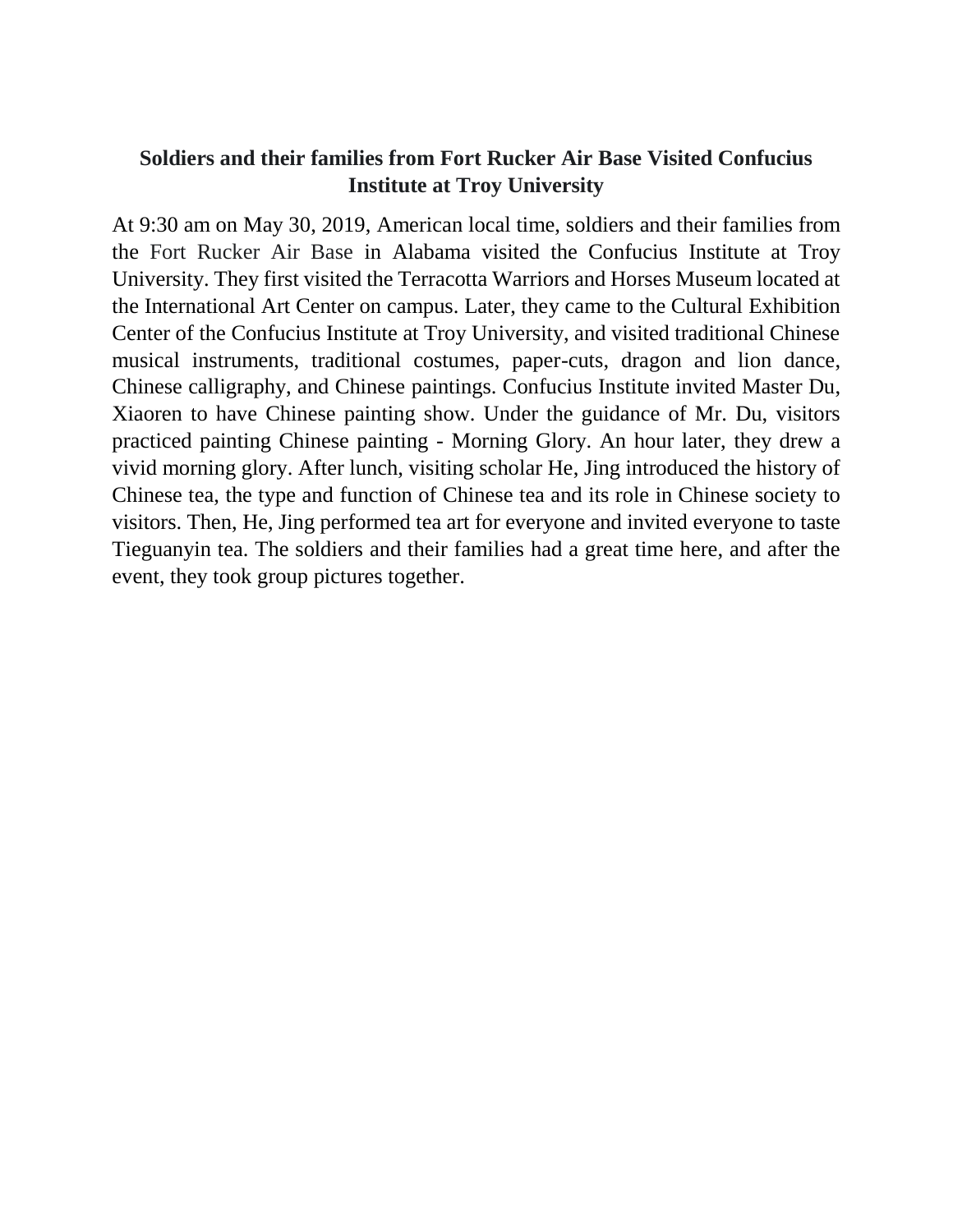# Soldiers and their families from Fort Rucker Air Base Visited Confucius Institute at Troy University

At 9:30 am on May 30, 2019, American local time, soldiers and their families from the Fort Rucker Air Base in Alabama visited the Confucius Institute at Troy University. They first visited the Terracotta Warriors and Horses Museum located at the International Art Center on campus. Later, they came to the Cultural Exhibition Center of the Confucius Institute at Troy University, and visited traditional Chinese musical instruments, traditional costumes, paper-cuts, dragon and lion dance, Chinese calligraphy, and Chinese paintings. Confucius Institute invited Master Du, Xiaoren to have Chinese painting show. Under the guidance of Mr. Du, visitors practiced painting Chinese painting - Morning Glory. An hour later, they drew a vivid morning glory. After lunch, visiting scholar He, Jing introduced the history of Chinese tea, the type and function of Chinese tea and its role in Chinese society to visitors. Then, He, Jing performed tea art for everyone and invited everyone to taste Tieguanyin tea. The soldiers and their families had a great time here, and after the event, they took group pictures together.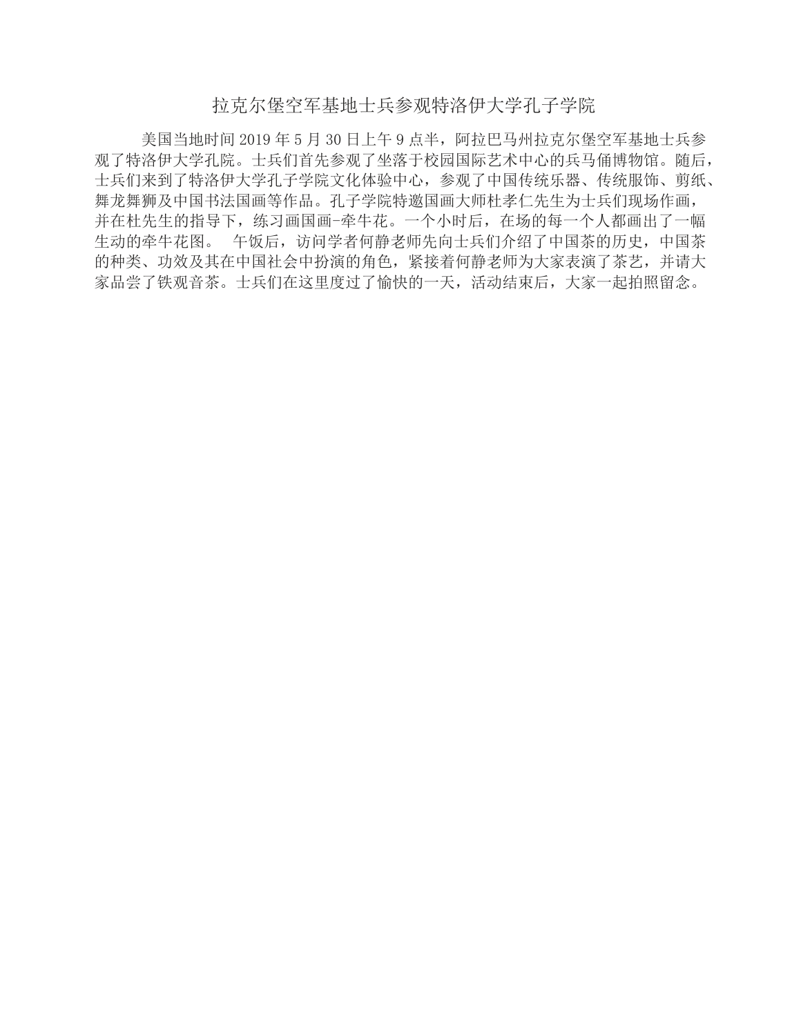# 拉克尔堡空军基地士兵参观特洛伊大学孔子学院

美国当地时间 2019 年 5 月 30 日上午 9 点半，阿拉巴马州拉克尔堡空军基地士兵参观了特洛伊大学孔院。士兵们首先参观了坐落于校园国际艺术中心的兵马俑博物馆。随后，士兵们来到了特洛伊大学孔子学院文化体验中心，参观了中国传统乐器、传统服饰、剪纸、舞龙舞狮及中国书法国画等作品。孔子学院特邀国画大师杜孝仁先生为士兵们现场作画，并在杜先生的指导下，练习画国画-牵牛花。一个小时后，在场的每一个人都画出了一幅生动的牵牛花图。 午饭后，访问学者何静老师先向士兵们介绍了中国茶的历史，中国茶的种类、功效及其在中国社会中扮演的角色，紧接着何静老师为大家表演了茶艺，并请大家品尝了铁观音茶。士兵们在这里度过了愉快的一天，活动结束后，大家一起拍照留念。